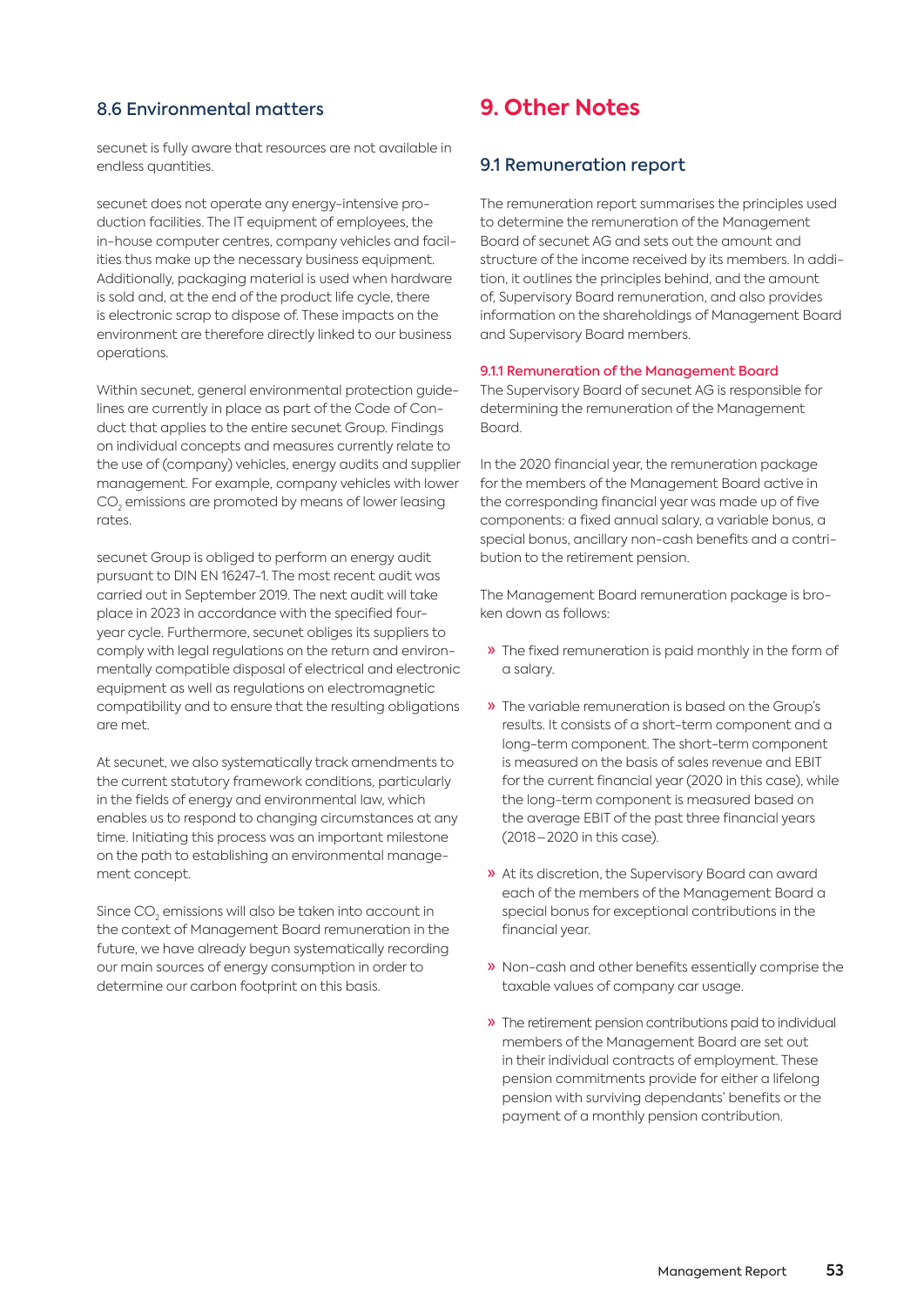## 8.6 Environmental matters

secunet is fully aware that resources are not available in endless quantities.

secunet does not operate any energy-intensive production facilities. The IT equipment of employees, the in-house computer centres, company vehicles and facilities thus make up the necessary business equipment. Additionally, packaging material is used when hardware is sold and, at the end of the product life cycle, there is electronic scrap to dispose of. These impacts on the environment are therefore directly linked to our business operations.

Within secunet, general environmental protection guidelines are currently in place as part of the Code of Conduct that applies to the entire secunet Group. Findings on individual concepts and measures currently relate to the use of (company) vehicles, energy audits and supplier management. For example, company vehicles with lower $CO_2$ emissions are promoted by means of lower leasing rates.

secunet Group is obliged to perform an energy audit pursuant to DIN EN 16247-1. The most recent audit was carried out in September 2019. The next audit will take place in 2023 in accordance with the specified four-year cycle. Furthermore, secunet obliges its suppliers to comply with legal regulations on the return and environmentally compatible disposal of electrical and electronic equipment as well as regulations on electromagnetic compatibility and to ensure that the resulting obligations are met.

At secunet, we also systematically track amendments to the current statutory framework conditions, particularly in the fields of energy and environmental law, which enables us to respond to changing circumstances at any time. Initiating this process was an important milestone on the path to establishing an environmental management concept.

Since $CO_2$ emissions will also be taken into account in the context of Management Board remuneration in the future, we have already begun systematically recording our main sources of energy consumption in order to determine our carbon footprint on this basis.

# 9. Other Notes

## 9.1 Remuneration report

The remuneration report summarises the principles used to determine the remuneration of the Management Board of secunet AG and sets out the amount and structure of the income received by its members. In addition, it outlines the principles behind, and the amount of, Supervisory Board remuneration, and also provides information on the shareholdings of Management Board and Supervisory Board members.

### 9.1.1 Remuneration of the Management Board

The Supervisory Board of secunet AG is responsible for determining the remuneration of the Management Board.

In the 2020 financial year, the remuneration package for the members of the Management Board active in the corresponding financial year was made up of five components: a fixed annual salary, a variable bonus, a special bonus, ancillary non-cash benefits and a contribution to the retirement pension.

The Management Board remuneration package is broken down as follows:

- The fixed remuneration is paid monthly in the form of a salary.
- The variable remuneration is based on the Group's results. It consists of a short-term component and a long-term component. The short-term component is measured on the basis of sales revenue and EBIT for the current financial year (2020 in this case), while the long-term component is measured based on the average EBIT of the past three financial years (2018 – 2020 in this case).
- At its discretion, the Supervisory Board can award each of the members of the Management Board a special bonus for exceptional contributions in the financial year.
- Non-cash and other benefits essentially comprise the taxable values of company car usage.
- The retirement pension contributions paid to individual members of the Management Board are set out in their individual contracts of employment. These pension commitments provide for either a lifelong pension with surviving dependants' benefits or the payment of a monthly pension contribution.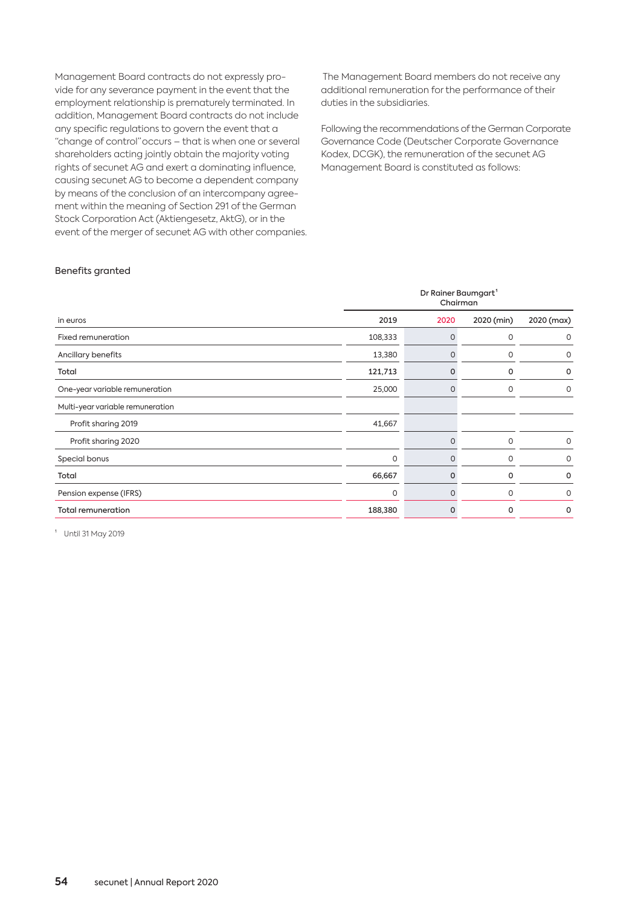Management Board contracts do not expressly provide for any severance payment in the event that the employment relationship is prematurely terminated. In addition, Management Board contracts do not include any specific regulations to govern the event that a "change of control" occurs – that is when one or several shareholders acting jointly obtain the majority voting rights of secunet AG and exert a dominating influence, causing secunet AG to become a dependent company by means of the conclusion of an intercompany agreement within the meaning of Section 291 of the German Stock Corporation Act (Aktiengesetz, AktG), or in the event of the merger of secunet AG with other companies.

The Management Board members do not receive any additional remuneration for the performance of their duties in the subsidiaries.

Following the recommendations of the German Corporate Governance Code (Deutscher Corporate Governance Kodex, DCGK), the remuneration of the secunet AG Management Board is constituted as follows:

Benefits granted

| | Dr Rainer Baumgart[1] Chairman | | | |
|---|---|---|---|---|
| in euros | 2019 | 2020 | 2020 (min) | 2020 (max) |
| Fixed remuneration | 108,333 | 0 | 0 | 0 |
| Ancillary benefits | 13,380 | 0 | 0 | 0 |
| **Total** | **121,713** | **0** | **0** | **0** |
| One-year variable remuneration | 25,000 | 0 | 0 | 0 |
| Multi-year variable remuneration | | | | |
| Profit sharing 2019 | 41,667 | | | |
| Profit sharing 2020 | | 0 | 0 | 0 |
| Special bonus | 0 | 0 | 0 | 0 |
| **Total** | **66,667** | **0** | **0** | **0** |
| Pension expense (IFRS) | 0 | 0 | 0 | 0 |
| **Total remuneration** | **188,380** | **0** | **0** | **0** |

[1] Until 31 May 2019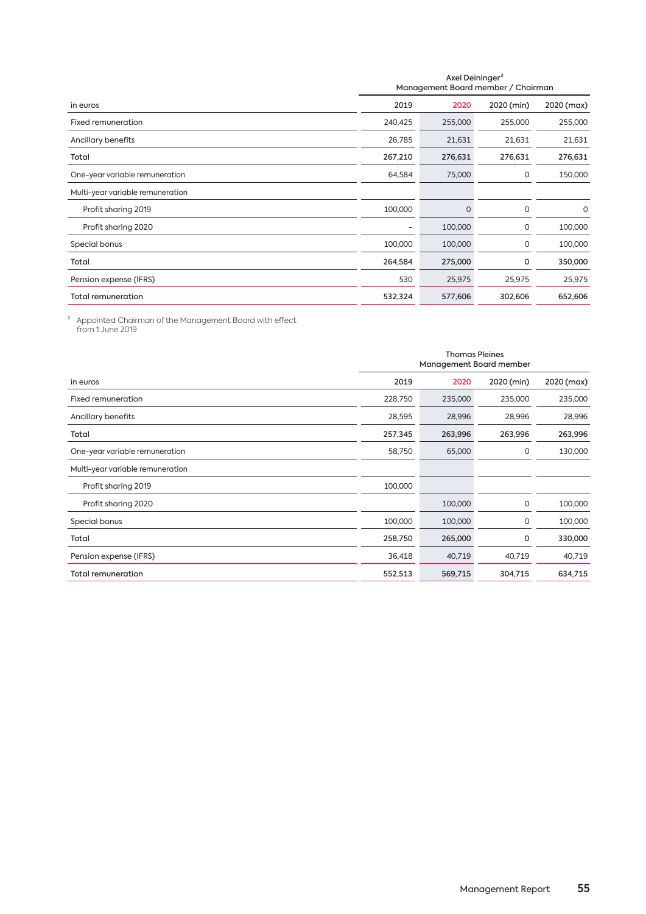| in euros | Axel Deininger[2] Management Board member / Chairman | | | |
|---|---|---|---|---|
| | 2019 | 2020 | 2020 (min) | 2020 (max) |
| Fixed remuneration | 240,425 | 255,000 | 255,000 | 255,000 |
| Ancillary benefits | 26,785 | 21,631 | 21,631 | 21,631 |
| **Total** | **267,210** | **276,631** | **276,631** | **276,631** |
| One-year variable remuneration | 64,584 | 75,000 | 0 | 150,000 |
| Multi-year variable remuneration | | | | |
| Profit sharing 2019 | 100,000 | 0 | 0 | 0 |
| Profit sharing 2020 | – | 100,000 | 0 | 100,000 |
| Special bonus | 100,000 | 100,000 | 0 | 100,000 |
| **Total** | **264,584** | **275,000** | **0** | **350,000** |
| Pension expense (IFRS) | 530 | 25,975 | 25,975 | 25,975 |
| **Total remuneration** | **532,324** | **577,606** | **302,606** | **652,606** |

[2] Appointed Chairman of the Management Board with effect from 1 June 2019

| in euros | Thomas Pleines Management Board member | | | |
|---|---|---|---|---|
| | 2019 | 2020 | 2020 (min) | 2020 (max) |
| Fixed remuneration | 228,750 | 235,000 | 235,000 | 235,000 |
| Ancillary benefits | 28,595 | 28,996 | 28,996 | 28,996 |
| **Total** | **257,345** | **263,996** | **263,996** | **263,996** |
| One-year variable remuneration | 58,750 | 65,000 | 0 | 130,000 |
| Multi-year variable remuneration | | | | |
| Profit sharing 2019 | 100,000 | | | |
| Profit sharing 2020 | | 100,000 | 0 | 100,000 |
| Special bonus | 100,000 | 100,000 | 0 | 100,000 |
| **Total** | **258,750** | **265,000** | **0** | **330,000** |
| Pension expense (IFRS) | 36,418 | 40,719 | 40,719 | 40,719 |
| **Total remuneration** | **552,513** | **569,715** | **304,715** | **634,715** |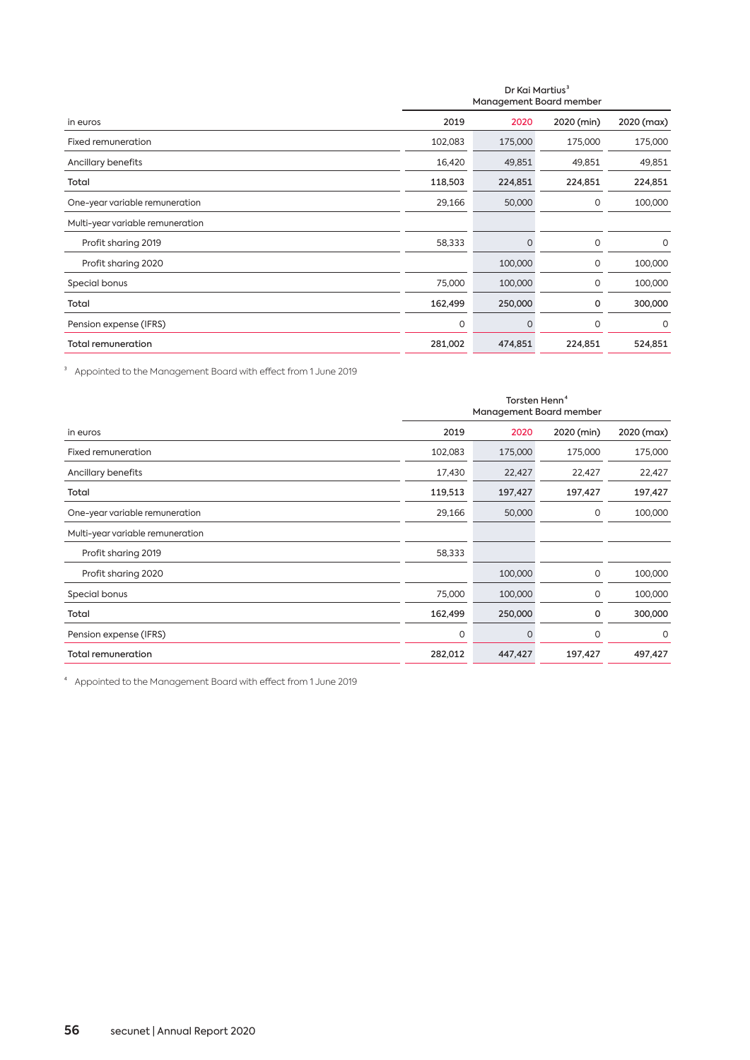| | Dr Kai Martius[3] Management Board member | | | |
|---|---|---|---|---|
| in euros | 2019 | 2020 | 2020 (min) | 2020 (max) |
| Fixed remuneration | 102,083 | 175,000 | 175,000 | 175,000 |
| Ancillary benefits | 16,420 | 49,851 | 49,851 | 49,851 |
| **Total** | **118,503** | **224,851** | **224,851** | **224,851** |
| One-year variable remuneration | 29,166 | 50,000 | 0 | 100,000 |
| Multi-year variable remuneration | | | | |
| Profit sharing 2019 | 58,333 | 0 | 0 | 0 |
| Profit sharing 2020 | | 100,000 | 0 | 100,000 |
| Special bonus | 75,000 | 100,000 | 0 | 100,000 |
| **Total** | **162,499** | **250,000** | **0** | **300,000** |
| Pension expense (IFRS) | 0 | 0 | 0 | 0 |
| **Total remuneration** | **281,002** | **474,851** | **224,851** | **524,851** |

[3] Appointed to the Management Board with effect from 1 June 2019

| | Torsten Henn[4] Management Board member | | | |
|---|---|---|---|---|
| in euros | 2019 | 2020 | 2020 (min) | 2020 (max) |
| Fixed remuneration | 102,083 | 175,000 | 175,000 | 175,000 |
| Ancillary benefits | 17,430 | 22,427 | 22,427 | 22,427 |
| **Total** | **119,513** | **197,427** | **197,427** | **197,427** |
| One-year variable remuneration | 29,166 | 50,000 | 0 | 100,000 |
| Multi-year variable remuneration | | | | |
| Profit sharing 2019 | 58,333 | | | |
| Profit sharing 2020 | | 100,000 | 0 | 100,000 |
| Special bonus | 75,000 | 100,000 | 0 | 100,000 |
| **Total** | **162,499** | **250,000** | **0** | **300,000** |
| Pension expense (IFRS) | 0 | 0 | 0 | 0 |
| **Total remuneration** | **282,012** | **447,427** | **197,427** | **497,427** |

[4] Appointed to the Management Board with effect from 1 June 2019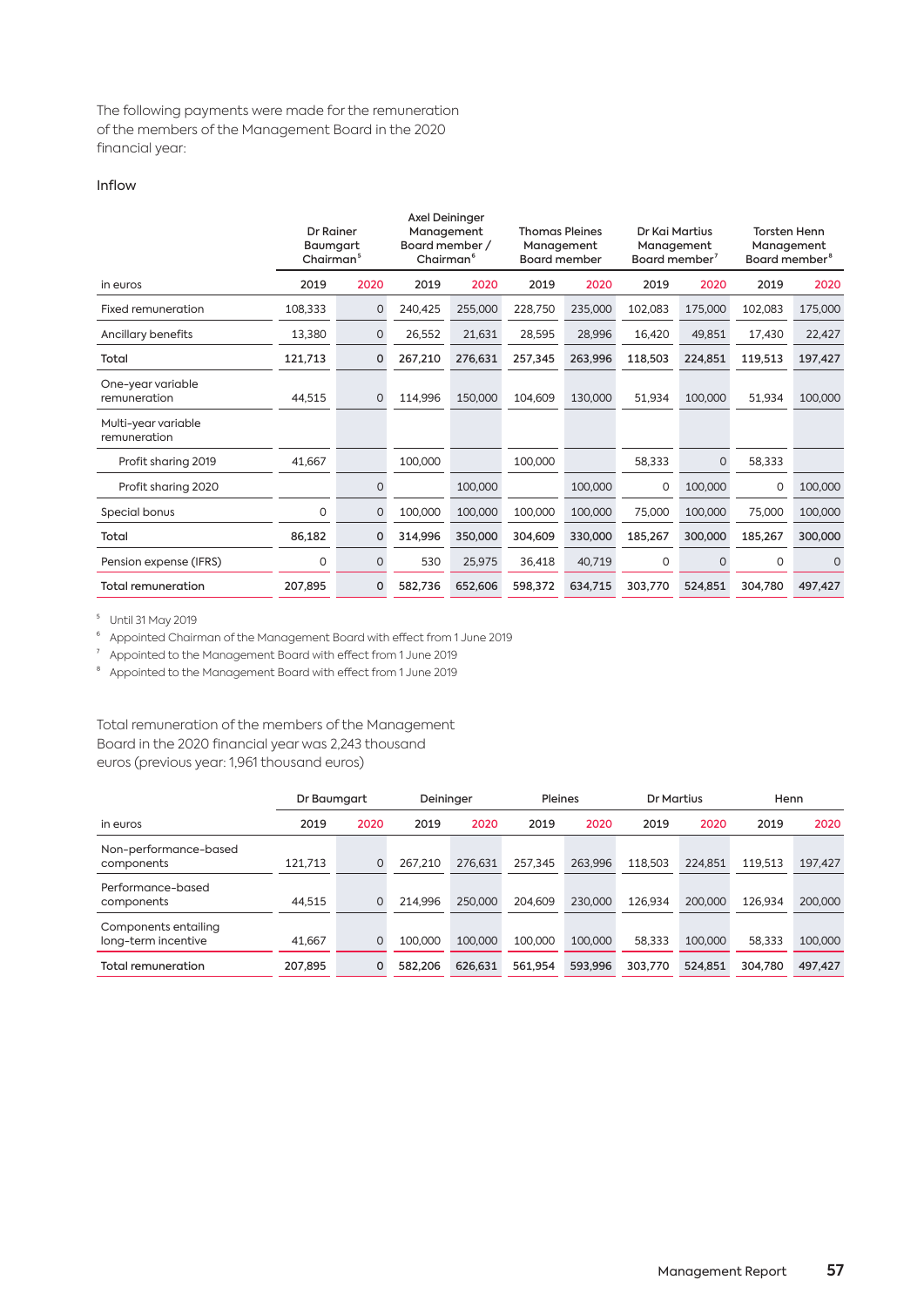The following payments were made for the remuneration of the members of the Management Board in the 2020 financial year:

Inflow

| in euros | Dr Rainer Baumgart Chairman[5] | | Axel Deininger Management Board member / Chairman[6] | | Thomas Pleines Management Board member | | Dr Kai Martius Management Board member[7] | | Torsten Henn Management Board member[8] | |
|---|---|---|---|---|---|---|---|---|---|---|
| | 2019 | 2020 | 2019 | 2020 | 2019 | 2020 | 2019 | 2020 | 2019 | 2020 |
| Fixed remuneration | 108,333 | 0 | 240,425 | 255,000 | 228,750 | 235,000 | 102,083 | 175,000 | 102,083 | 175,000 |
| Ancillary benefits | 13,380 | 0 | 26,552 | 21,631 | 28,595 | 28,996 | 16,420 | 49,851 | 17,430 | 22,427 |
| Total | 121,713 | 0 | 267,210 | 276,631 | 257,345 | 263,996 | 118,503 | 224,851 | 119,513 | 197,427 |
| One-year variable remuneration | 44,515 | 0 | 114,996 | 150,000 | 104,609 | 130,000 | 51,934 | 100,000 | 51,934 | 100,000 |
| Multi-year variable remuneration | | | | | | | | | | |
| Profit sharing 2019 | 41,667 | | 100,000 | | 100,000 | | 58,333 | 0 | 58,333 | |
| Profit sharing 2020 | | 0 | | 100,000 | | 100,000 | 0 | 100,000 | 0 | 100,000 |
| Special bonus | 0 | 0 | 100,000 | 100,000 | 100,000 | 100,000 | 75,000 | 100,000 | 75,000 | 100,000 |
| Total | 86,182 | 0 | 314,996 | 350,000 | 304,609 | 330,000 | 185,267 | 300,000 | 185,267 | 300,000 |
| Pension expense (IFRS) | 0 | 0 | 530 | 25,975 | 36,418 | 40,719 | 0 | 0 | 0 | 0 |
| Total remuneration | 207,895 | 0 | 582,736 | 652,606 | 598,372 | 634,715 | 303,770 | 524,851 | 304,780 | 497,427 |

[5] Until 31 May 2019

[6] Appointed Chairman of the Management Board with effect from 1 June 2019

[7] Appointed to the Management Board with effect from 1 June 2019

[8] Appointed to the Management Board with effect from 1 June 2019

Total remuneration of the members of the Management Board in the 2020 financial year was 2,243 thousand euros (previous year: 1,961 thousand euros)

| in euros | Dr Baumgart | | Deininger | | Pleines | | Dr Martius | | Henn | |
|---|---|---|---|---|---|---|---|---|---|---|
| | 2019 | 2020 | 2019 | 2020 | 2019 | 2020 | 2019 | 2020 | 2019 | 2020 |
| Non-performance-based components | 121,713 | 0 | 267,210 | 276,631 | 257,345 | 263,996 | 118,503 | 224,851 | 119,513 | 197,427 |
| Performance-based components | 44,515 | 0 | 214,996 | 250,000 | 204,609 | 230,000 | 126,934 | 200,000 | 126,934 | 200,000 |
| Components entailing long-term incentive | 41,667 | 0 | 100,000 | 100,000 | 100,000 | 100,000 | 58,333 | 100,000 | 58,333 | 100,000 |
| Total remuneration | 207,895 | 0 | 582,206 | 626,631 | 561,954 | 593,996 | 303,770 | 524,851 | 304,780 | 497,427 |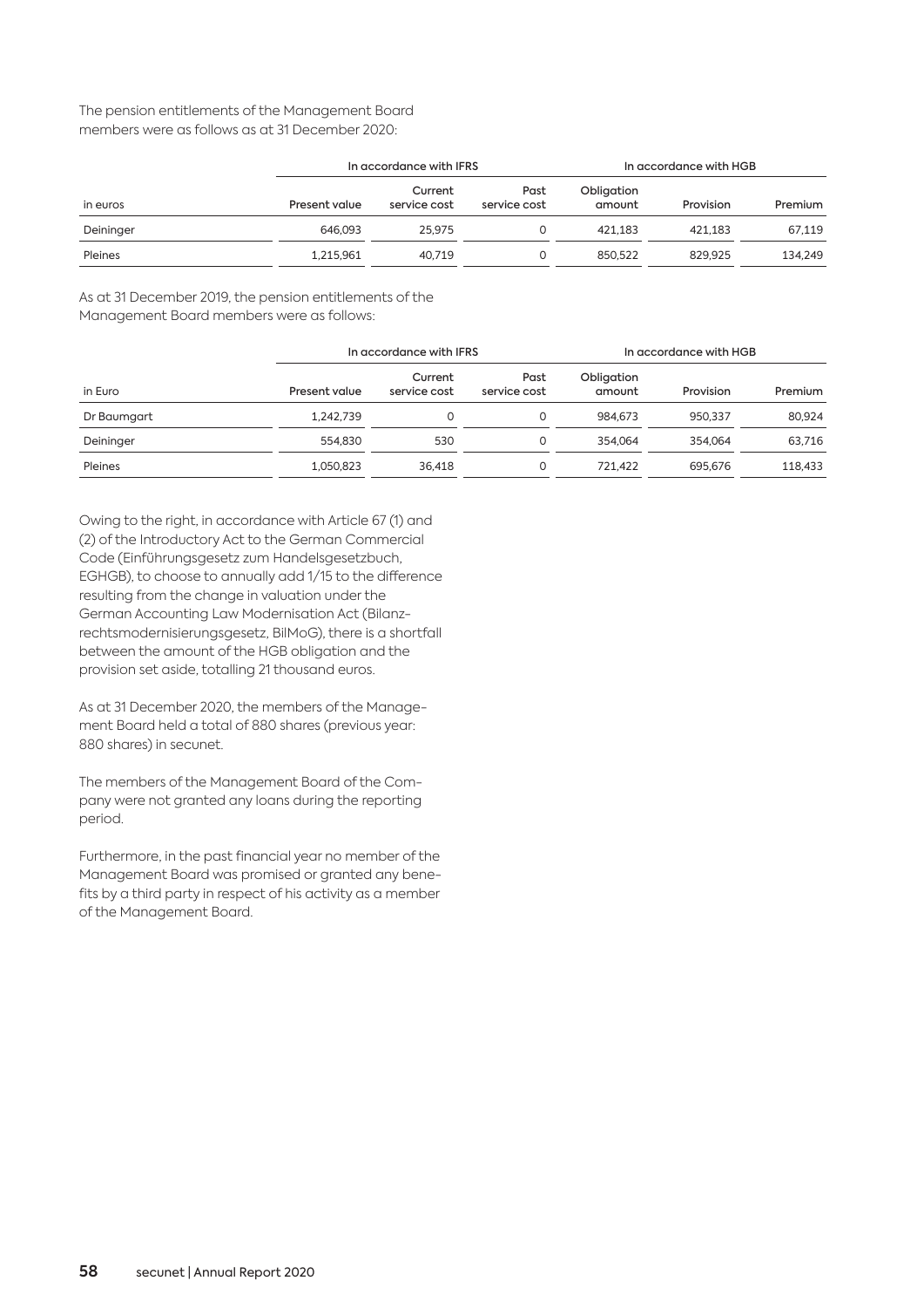The pension entitlements of the Management Board members were as follows as at 31 December 2020:

| | In accordance with IFRS | | | In accordance with HGB | | |
|---|---|---|---|---|---|---|
| in euros | Present value | Current service cost | Past service cost | Obligation amount | Provision | Premium |
| Deininger | 646,093 | 25,975 | 0 | 421,183 | 421,183 | 67,119 |
| Pleines | 1,215,961 | 40,719 | 0 | 850,522 | 829,925 | 134,249 |

As at 31 December 2019, the pension entitlements of the Management Board members were as follows:

| | In accordance with IFRS | | | In accordance with HGB | | |
|---|---|---|---|---|---|---|
| in Euro | Present value | Current service cost | Past service cost | Obligation amount | Provision | Premium |
| Dr Baumgart | 1,242,739 | 0 | 0 | 984,673 | 950,337 | 80,924 |
| Deininger | 554,830 | 530 | 0 | 354,064 | 354,064 | 63,716 |
| Pleines | 1,050,823 | 36,418 | 0 | 721,422 | 695,676 | 118,433 |

Owing to the right, in accordance with Article 67 (1) and (2) of the Introductory Act to the German Commercial Code (Einführungsgesetz zum Handelsgesetzbuch, EGHGB), to choose to annually add 1/15 to the difference resulting from the change in valuation under the German Accounting Law Modernisation Act (Bilanzrechtsmodernisierungsgesetz, BilMoG), there is a shortfall between the amount of the HGB obligation and the provision set aside, totalling 21 thousand euros.

As at 31 December 2020, the members of the Management Board held a total of 880 shares (previous year: 880 shares) in secunet.

The members of the Management Board of the Company were not granted any loans during the reporting period.

Furthermore, in the past financial year no member of the Management Board was promised or granted any benefits by a third party in respect of his activity as a member of the Management Board.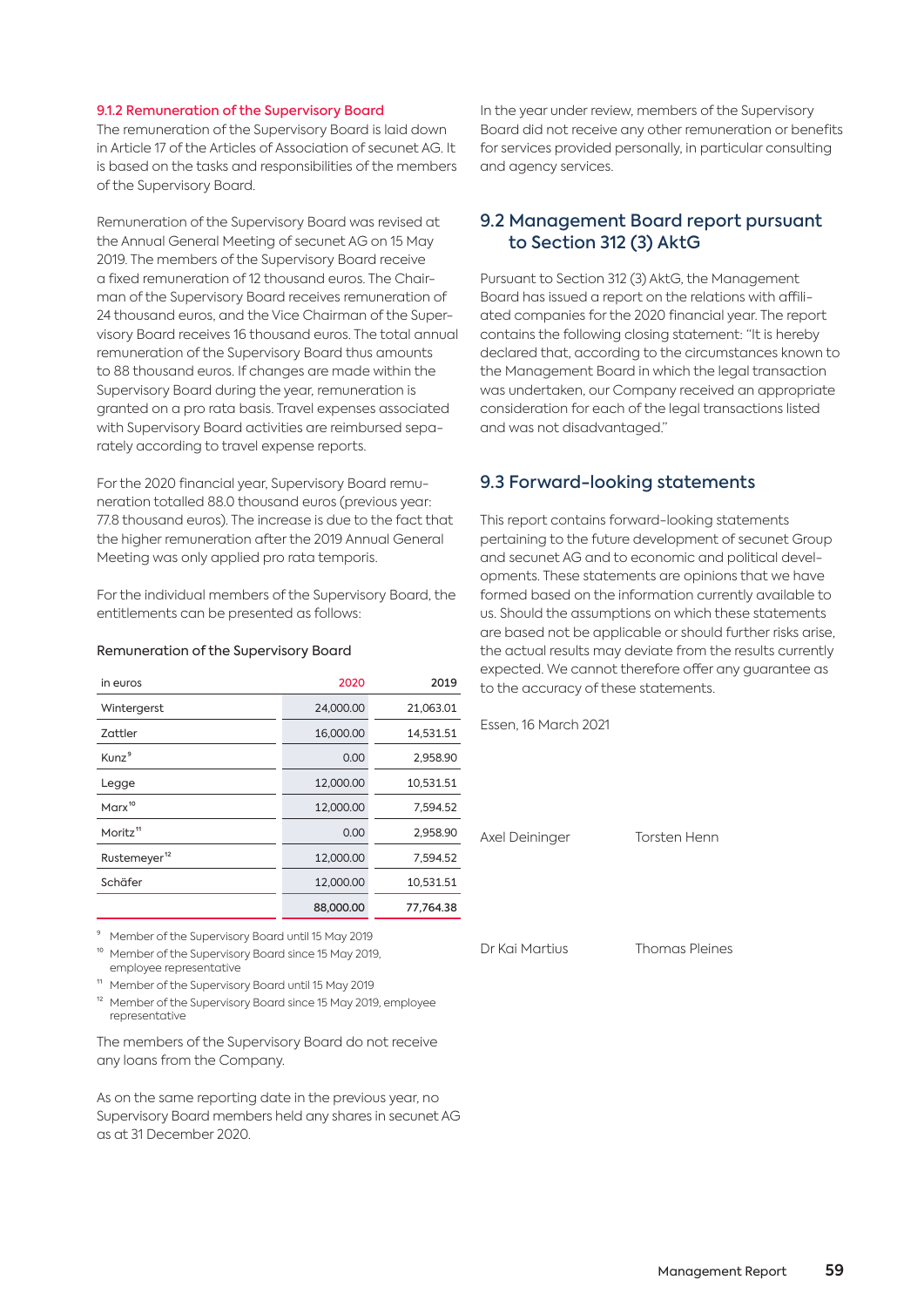### 9.1.2 Remuneration of the Supervisory Board

The remuneration of the Supervisory Board is laid down in Article 17 of the Articles of Association of secunet AG. It is based on the tasks and responsibilities of the members of the Supervisory Board.

Remuneration of the Supervisory Board was revised at the Annual General Meeting of secunet AG on 15 May 2019. The members of the Supervisory Board receive a fixed remuneration of 12 thousand euros. The Chairman of the Supervisory Board receives remuneration of 24 thousand euros, and the Vice Chairman of the Supervisory Board receives 16 thousand euros. The total annual remuneration of the Supervisory Board thus amounts to 88 thousand euros. If changes are made within the Supervisory Board during the year, remuneration is granted on a pro rata basis. Travel expenses associated with Supervisory Board activities are reimbursed separately according to travel expense reports.

For the 2020 financial year, Supervisory Board remuneration totalled 88.0 thousand euros (previous year: 77.8 thousand euros). The increase is due to the fact that the higher remuneration after the 2019 Annual General Meeting was only applied pro rata temporis.

For the individual members of the Supervisory Board, the entitlements can be presented as follows:

Remuneration of the Supervisory Board

| in euros | 2020 | 2019 |
|---|---|---|
| Wintergerst | 24,000.00 | 21,063.01 |
| Zattler | 16,000.00 | 14,531.51 |
| Kunz[9] | 0.00 | 2,958.90 |
| Legge | 12,000.00 | 10,531.51 |
| Marx[10] | 12,000.00 | 7,594.52 |
| Moritz[11] | 0.00 | 2,958.90 |
| Rustemeyer[12] | 12,000.00 | 7,594.52 |
| Schäfer | 12,000.00 | 10,531.51 |
| | 88,000.00 | 77,764.38 |

[9] Member of the Supervisory Board until 15 May 2019

[10] Member of the Supervisory Board since 15 May 2019, employee representative

[11] Member of the Supervisory Board until 15 May 2019

[12] Member of the Supervisory Board since 15 May 2019, employee representative

The members of the Supervisory Board do not receive any loans from the Company.

As on the same reporting date in the previous year, no Supervisory Board members held any shares in secunet AG as at 31 December 2020.

In the year under review, members of the Supervisory Board did not receive any other remuneration or benefits for services provided personally, in particular consulting and agency services.

## 9.2 Management Board report pursuant to Section 312 (3) AktG

Pursuant to Section 312 (3) AktG, the Management Board has issued a report on the relations with affiliated companies for the 2020 financial year. The report contains the following closing statement: "It is hereby declared that, according to the circumstances known to the Management Board in which the legal transaction was undertaken, our Company received an appropriate consideration for each of the legal transactions listed and was not disadvantaged."

## 9.3 Forward-looking statements

This report contains forward-looking statements pertaining to the future development of secunet Group and secunet AG and to economic and political developments. These statements are opinions that we have formed based on the information currently available to us. Should the assumptions on which these statements are based not be applicable or should further risks arise, the actual results may deviate from the results currently expected. We cannot therefore offer any guarantee as to the accuracy of these statements.

Essen, 16 March 2021

Axel Deininger    Torsten Henn

Dr Kai Martius    Thomas Pleines